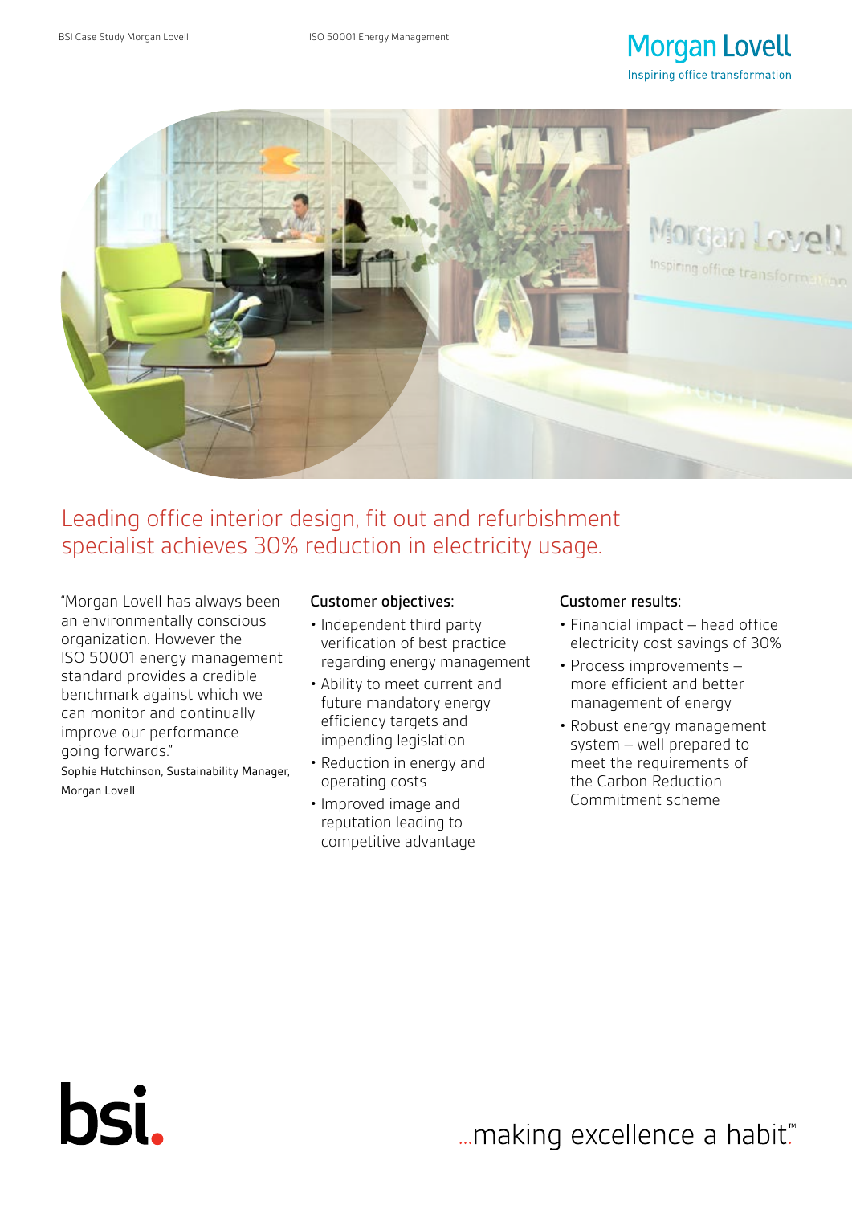# Leading office interior design, fit out and refurbishment specialist achieves 30% reduction in electricity usage.

"Morgan Lovell has always been an environmentally conscious organization. However the ISO 50001 energy management standard provides a credible benchmark against which we can monitor and continually improve our performance going forwards."

Sophie Hutchinson, Sustainability Manager, Morgan Lovell

## Customer objectives:

- Independent third party verification of best practice regarding energy management
- Ability to meet current and future mandatory energy efficiency targets and impending legislation
- Reduction in energy and operating costs
- Improved image and reputation leading to competitive advantage

## Customer results:

- Financial impact – head office electricity cost savings of 30%
- Process improvements – more efficient and better management of energy
- Robust energy management system – well prepared to meet the requirements of the Carbon Reduction Commitment scheme

...making excellence a habit.™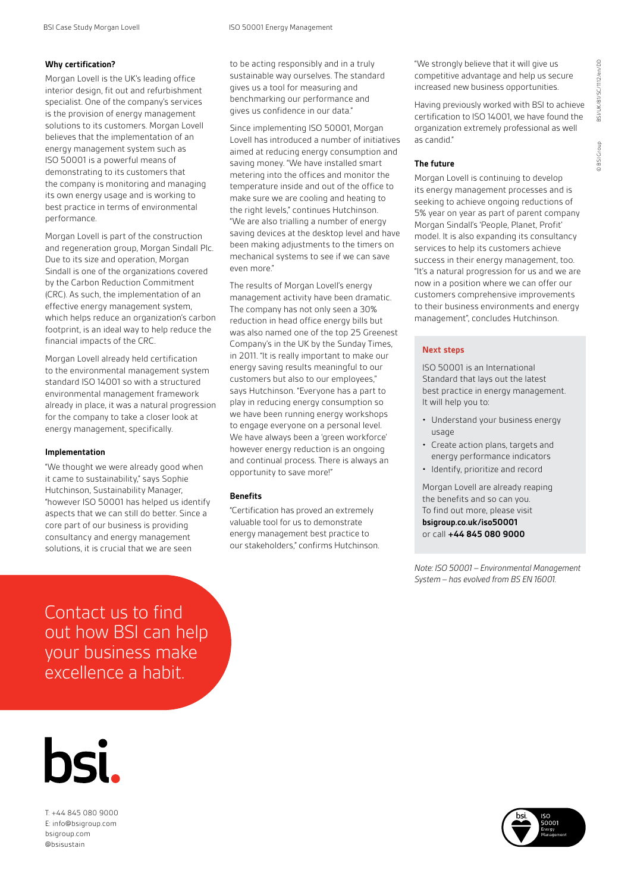## Why certification?

Morgan Lovell is the UK's leading office interior design, fit out and refurbishment specialist. One of the company's services is the provision of energy management solutions to its customers. Morgan Lovell believes that the implementation of an energy management system such as ISO 50001 is a powerful means of demonstrating to its customers that the company is monitoring and managing its own energy usage and is working to best practice in terms of environmental performance.

Morgan Lovell is part of the construction and regeneration group, Morgan Sindall Plc. Due to its size and operation, Morgan Sindall is one of the organizations covered by the Carbon Reduction Commitment (CRC). As such, the implementation of an effective energy management system, which helps reduce an organization's carbon footprint, is an ideal way to help reduce the financial impacts of the CRC.

Morgan Lovell already held certification to the environmental management system standard ISO 14001 so with a structured environmental management framework already in place, it was a natural progression for the company to take a closer look at energy management, specifically.

## Implementation

"We thought we were already good when it came to sustainability," says Sophie Hutchinson, Sustainability Manager, "however ISO 50001 has helped us identify aspects that we can still do better. Since a core part of our business is providing consultancy and energy management solutions, it is crucial that we are seen to be acting responsibly and in a truly sustainable way ourselves. The standard gives us a tool for measuring and benchmarking our performance and gives us confidence in our data."

Since implementing ISO 50001, Morgan Lovell has introduced a number of initiatives aimed at reducing energy consumption and saving money. "We have installed smart metering into the offices and monitor the temperature inside and out of the office to make sure we are cooling and heating to the right levels," continues Hutchinson. "We are also trialling a number of energy saving devices at the desktop level and have been making adjustments to the timers on mechanical systems to see if we can save even more."

The results of Morgan Lovell's energy management activity have been dramatic. The company has not only seen a 30% reduction in head office energy bills but was also named one of the top 25 Greenest Company's in the UK by the Sunday Times, in 2011. "It is really important to make our energy saving results meaningful to our customers but also to our employees," says Hutchinson. "Everyone has a part to play in reducing energy consumption so we have been running energy workshops to engage everyone on a personal level. We have always been a 'green workforce' however energy reduction is an ongoing and continual process. There is always an opportunity to save more!"

## Benefits

"Certification has proved an extremely valuable tool for us to demonstrate energy management best practice to our stakeholders," confirms Hutchinson.

"We strongly believe that it will give us competitive advantage and help us secure increased new business opportunities.

Having previously worked with BSI to achieve certification to ISO 14001, we have found the organization extremely professional as well as candid."

## The future

Morgan Lovell is continuing to develop its energy management processes and is seeking to achieve ongoing reductions of 5% year on year as part of parent company Morgan Sindall's 'People, Planet, Profit' model. It is also expanding its consultancy services to help its customers achieve success in their energy management, too. "It's a natural progression for us and we are now in a position where we can offer our customers comprehensive improvements to their business environments and energy management", concludes Hutchinson.

## Next steps

ISO 50001 is an International Standard that lays out the latest best practice in energy management. It will help you to:

- Understand your business energy usage
- Create action plans, targets and energy performance indicators
- Identify, prioritize and record

Morgan Lovell are already reaping the benefits and so can you. To find out more, please visit **bsigroup.co.uk/iso50001** or call **+44 845 080 9000**

*Note: ISO 50001 – Environmental Management System – has evolved from BS EN 16001.*

Contact us to find out how BSI can help your business make excellence a habit.

bsi.

T: +44 845 080 9000
E: info@bsigroup.com
bsigroup.com
@bsisustain

ISO 50001 Energy Management

© BSI Group BSI/UK/811/SC/1112/en/DD